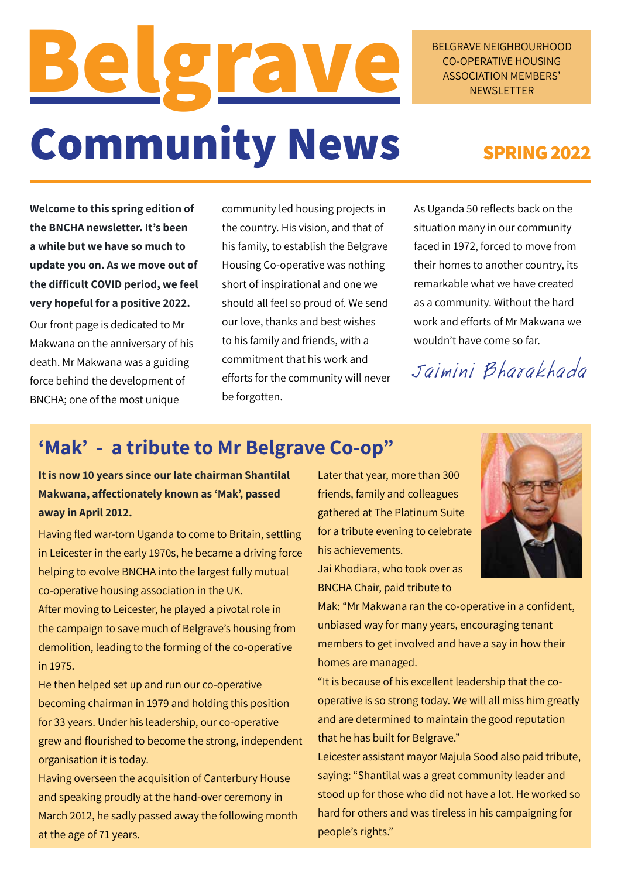# Belgrave Community News

BELGRAVE NEIGHBOURHOOD CO-OPERATIVE HOUSING ASSOCIATION MEMBERS' NEWSLETTER

**SPRING 2022**

**Welcome to this spring edition of the BNCHA newsletter. It's been a while but we have so much to update you on. As we move out of the difficult COVID period, we feel very hopeful for a positive 2022.**

Our front page is dedicated to Mr Makwana on the anniversary of his death. Mr Makwana was a guiding force behind the development of BNCHA; one of the most unique community led housing projects in the country. His vision, and that of his family, to establish the Belgrave Housing Co-operative was nothing short of inspirational and one we should all feel so proud of. We send our love, thanks and best wishes to his family and friends, with a commitment that his work and efforts for the community will never be forgotten.

As Uganda 50 reflects back on the situation many in our community faced in 1972, forced to move from their homes to another country, its remarkable what we have created as a community. Without the hard work and efforts of Mr Makwana we wouldn't have come so far.

*Jaimini Bharakhada*

## 'Mak' - a tribute to Mr Belgrave Co-op"

**It is now 10 years since our late chairman Shantilal Makwana, affectionately known as 'Mak', passed away in April 2012.**

Having fled war-torn Uganda to come to Britain, settling in Leicester in the early 1970s, he became a driving force helping to evolve BNCHA into the largest fully mutual co-operative housing association in the UK.

After moving to Leicester, he played a pivotal role in the campaign to save much of Belgrave's housing from demolition, leading to the forming of the co-operative in 1975.

He then helped set up and run our co-operative becoming chairman in 1979 and holding this position for 33 years. Under his leadership, our co-operative grew and flourished to become the strong, independent organisation it is today.

Having overseen the acquisition of Canterbury House and speaking proudly at the hand-over ceremony in March 2012, he sadly passed away the following month at the age of 71 years.

Later that year, more than 300 friends, family and colleagues gathered at The Platinum Suite for a tribute evening to celebrate his achievements.

Jai Khodiara, who took over as BNCHA Chair, paid tribute to Mak: "Mr Makwana ran the co-operative in a confident, unbiased way for many years, encouraging tenant members to get involved and have a say in how their homes are managed.

"It is because of his excellent leadership that the co-operative is so strong today. We will all miss him greatly and are determined to maintain the good reputation that he has built for Belgrave."

Leicester assistant mayor Majula Sood also paid tribute, saying: "Shantilal was a great community leader and stood up for those who did not have a lot. He worked so hard for others and was tireless in his campaigning for people's rights."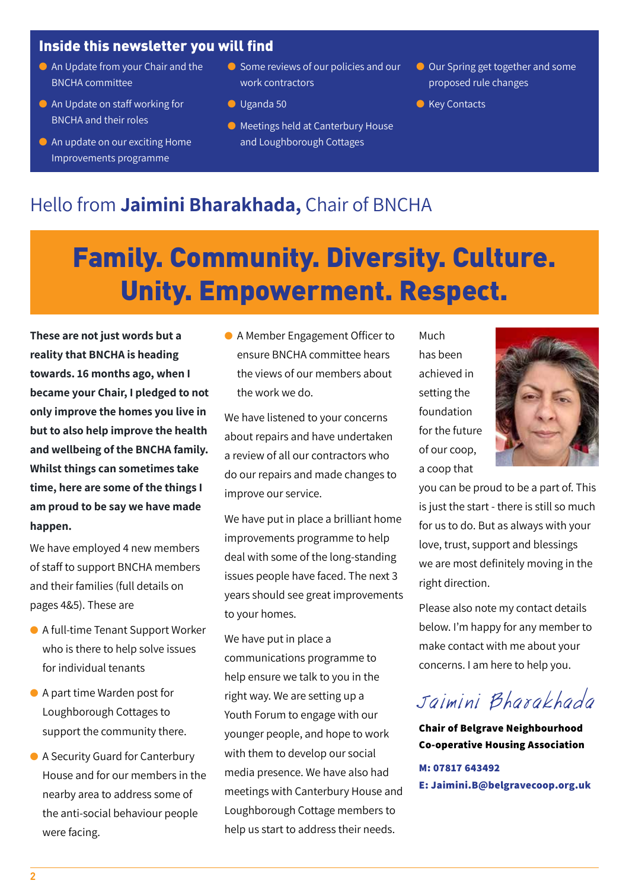## Inside this newsletter you will find

- An Update from your Chair and the BNCHA committee
- An Update on staff working for BNCHA and their roles
- An update on our exciting Home Improvements programme
- Some reviews of our policies and our work contractors
- Uganda 50
- Meetings held at Canterbury House and Loughborough Cottages
- Our Spring get together and some proposed rule changes
- Key Contacts

# Hello from **Jaimini Bharakhada,** Chair of BNCHA

## Family. Community. Diversity. Culture. Unity. Empowerment. Respect.

**These are not just words but a reality that BNCHA is heading towards. 16 months ago, when I became your Chair, I pledged to not only improve the homes you live in but to also help improve the health and wellbeing of the BNCHA family. Whilst things can sometimes take time, here are some of the things I am proud to be say we have made happen.**

We have employed 4 new members of staff to support BNCHA members and their families (full details on pages 4&5). These are

- A full-time Tenant Support Worker who is there to help solve issues for individual tenants
- A part time Warden post for Loughborough Cottages to support the community there.
- A Security Guard for Canterbury House and for our members in the nearby area to address some of the anti-social behaviour people were facing.
- A Member Engagement Officer to ensure BNCHA committee hears the views of our members about the work we do.

We have listened to your concerns about repairs and have undertaken a review of all our contractors who do our repairs and made changes to improve our service.

We have put in place a brilliant home improvements programme to help deal with some of the long-standing issues people have faced. The next 3 years should see great improvements to your homes.

We have put in place a communications programme to help ensure we talk to you in the right way. We are setting up a Youth Forum to engage with our younger people, and hope to work with them to develop our social media presence. We have also had meetings with Canterbury House and Loughborough Cottage members to help us start to address their needs.

Much has been achieved in setting the foundation for the future of our coop, a coop that you can be proud to be a part of. This is just the start - there is still so much for us to do. But as always with your love, trust, support and blessings we are most definitely moving in the right direction.

Please also note my contact details below. I'm happy for any member to make contact with me about your concerns. I am here to help you.

*Jaimini Bharakhada*

**Chair of Belgrave Neighbourhood Co-operative Housing Association**

**M: 07817 643492**

**E: Jaimini.B@belgravecoop.org.uk**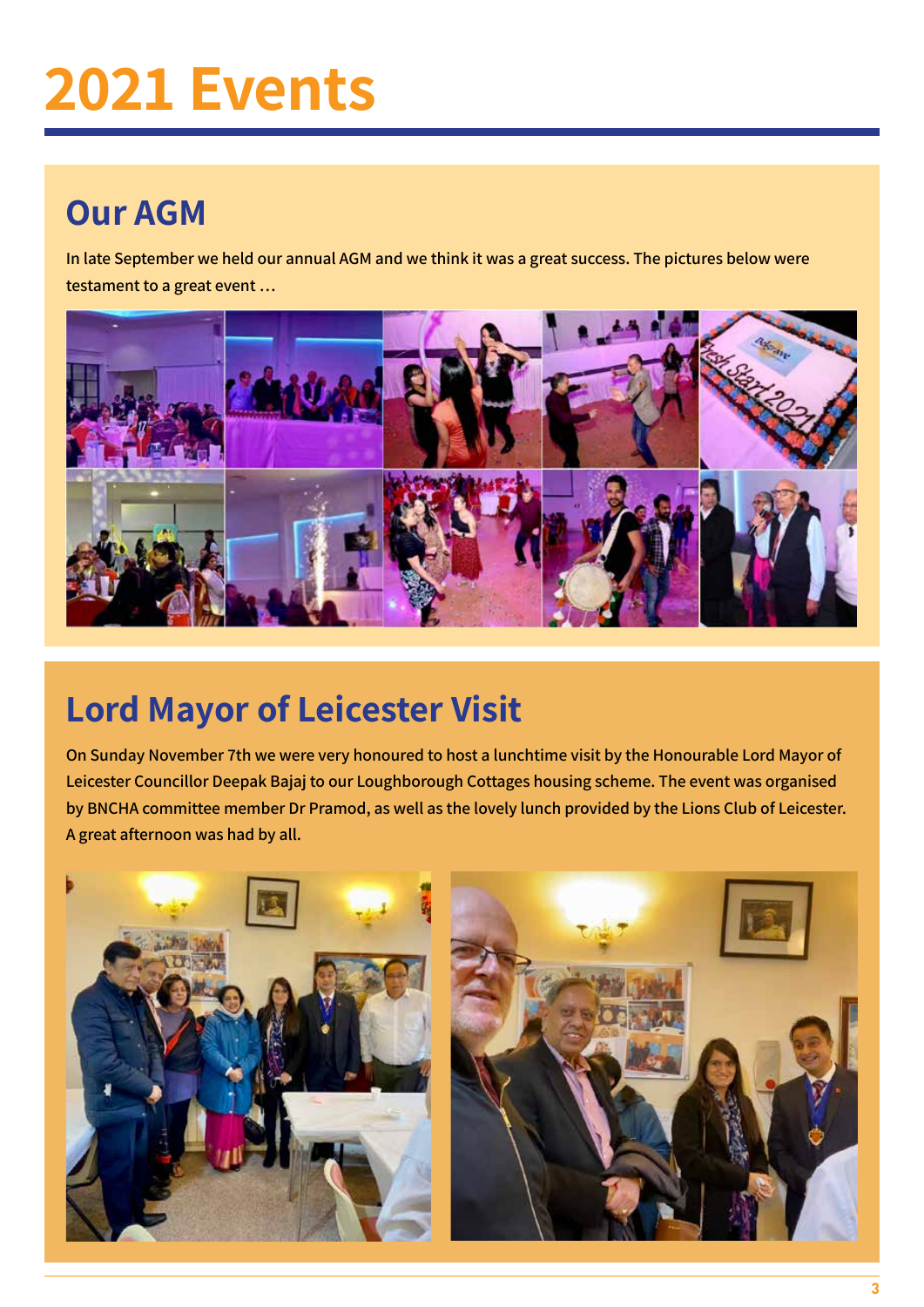# 2021 Events

## Our AGM

In late September we held our annual AGM and we think it was a great success. The pictures below were testament to a great event …

## Lord Mayor of Leicester Visit

On Sunday November 7th we were very honoured to host a lunchtime visit by the Honourable Lord Mayor of Leicester Councillor Deepak Bajaj to our Loughborough Cottages housing scheme. The event was organised by BNCHA committee member Dr Pramod, as well as the lovely lunch provided by the Lions Club of Leicester. A great afternoon was had by all.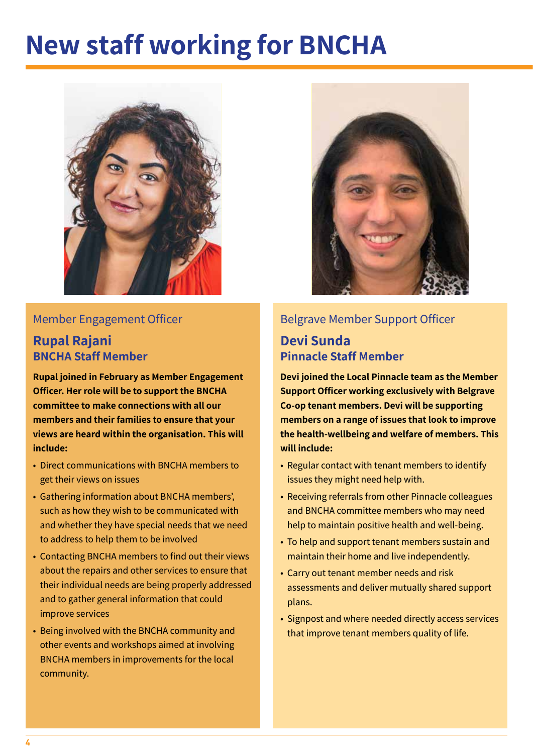# New staff working for BNCHA

Member Engagement Officer

## Rupal Rajani

### BNCHA Staff Member

**Rupal joined in February as Member Engagement Officer. Her role will be to support the BNCHA committee to make connections with all our members and their families to ensure that your views are heard within the organisation. This will include:**

- Direct communications with BNCHA members to get their views on issues
- Gathering information about BNCHA members', such as how they wish to be communicated with and whether they have special needs that we need to address to help them to be involved
- Contacting BNCHA members to find out their views about the repairs and other services to ensure that their individual needs are being properly addressed and to gather general information that could improve services
- Being involved with the BNCHA community and other events and workshops aimed at involving BNCHA members in improvements for the local community.

Belgrave Member Support Officer

## Devi Sunda

### Pinnacle Staff Member

**Devi joined the Local Pinnacle team as the Member Support Officer working exclusively with Belgrave Co-op tenant members. Devi will be supporting members on a range of issues that look to improve the health-wellbeing and welfare of members. This will include:**

- Regular contact with tenant members to identify issues they might need help with.
- Receiving referrals from other Pinnacle colleagues and BNCHA committee members who may need help to maintain positive health and well-being.
- To help and support tenant members sustain and maintain their home and live independently.
- Carry out tenant member needs and risk assessments and deliver mutually shared support plans.
- Signpost and where needed directly access services that improve tenant members quality of life.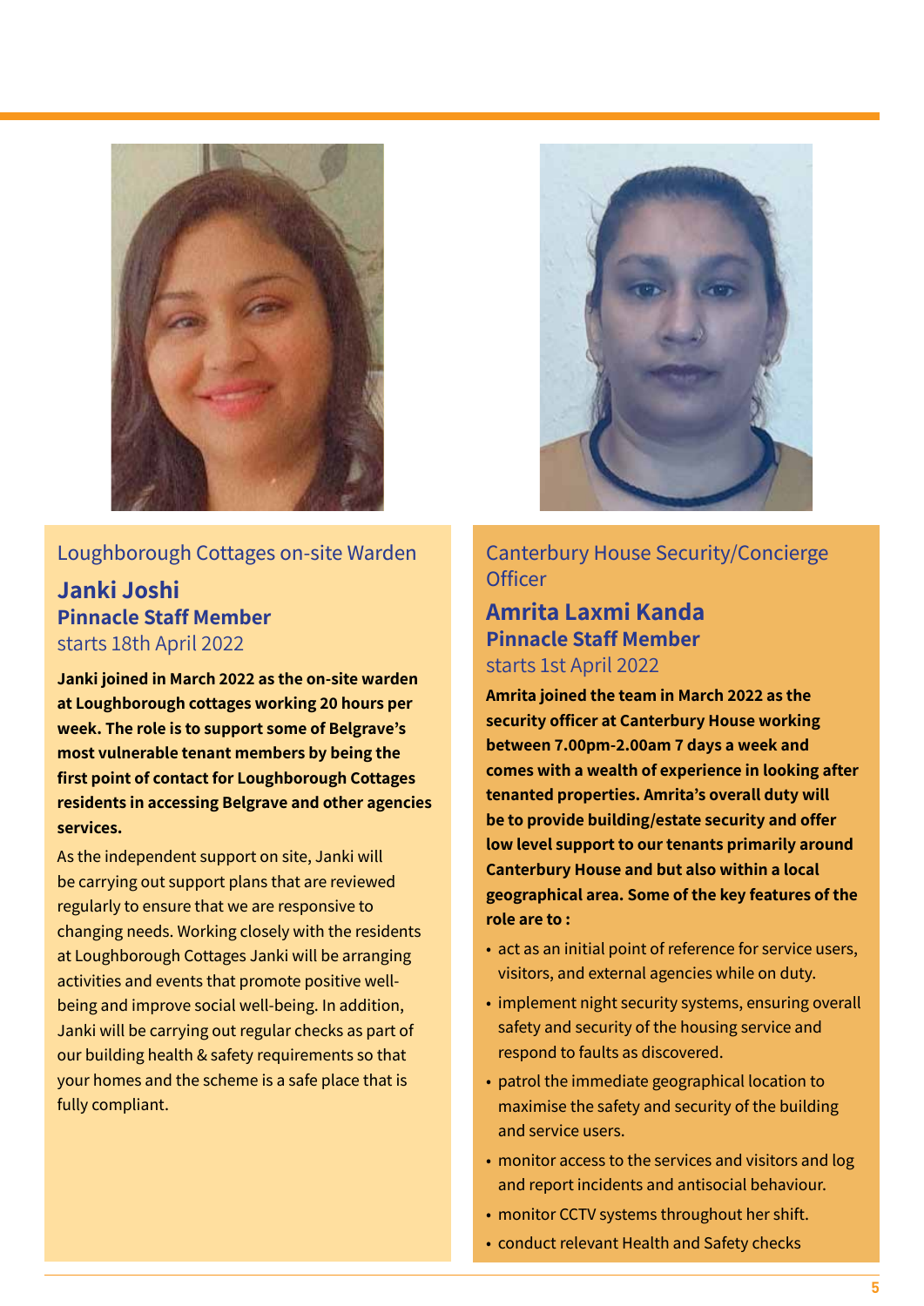Loughborough Cottages on-site Warden

## Janki Joshi

### Pinnacle Staff Member

starts 18th April 2022

**Janki joined in March 2022 as the on-site warden at Loughborough cottages working 20 hours per week. The role is to support some of Belgrave's most vulnerable tenant members by being the first point of contact for Loughborough Cottages residents in accessing Belgrave and other agencies services.**

As the independent support on site, Janki will be carrying out support plans that are reviewed regularly to ensure that we are responsive to changing needs. Working closely with the residents at Loughborough Cottages Janki will be arranging activities and events that promote positive well-being and improve social well-being. In addition, Janki will be carrying out regular checks as part of our building health & safety requirements so that your homes and the scheme is a safe place that is fully compliant.

Canterbury House Security/Concierge Officer

## Amrita Laxmi Kanda

### Pinnacle Staff Member

starts 1st April 2022

**Amrita joined the team in March 2022 as the security officer at Canterbury House working between 7.00pm-2.00am 7 days a week and comes with a wealth of experience in looking after tenanted properties. Amrita's overall duty will be to provide building/estate security and offer low level support to our tenants primarily around Canterbury House and but also within a local geographical area. Some of the key features of the role are to :**

- act as an initial point of reference for service users, visitors, and external agencies while on duty.
- implement night security systems, ensuring overall safety and security of the housing service and respond to faults as discovered.
- patrol the immediate geographical location to maximise the safety and security of the building and service users.
- monitor access to the services and visitors and log and report incidents and antisocial behaviour.
- monitor CCTV systems throughout her shift.
- conduct relevant Health and Safety checks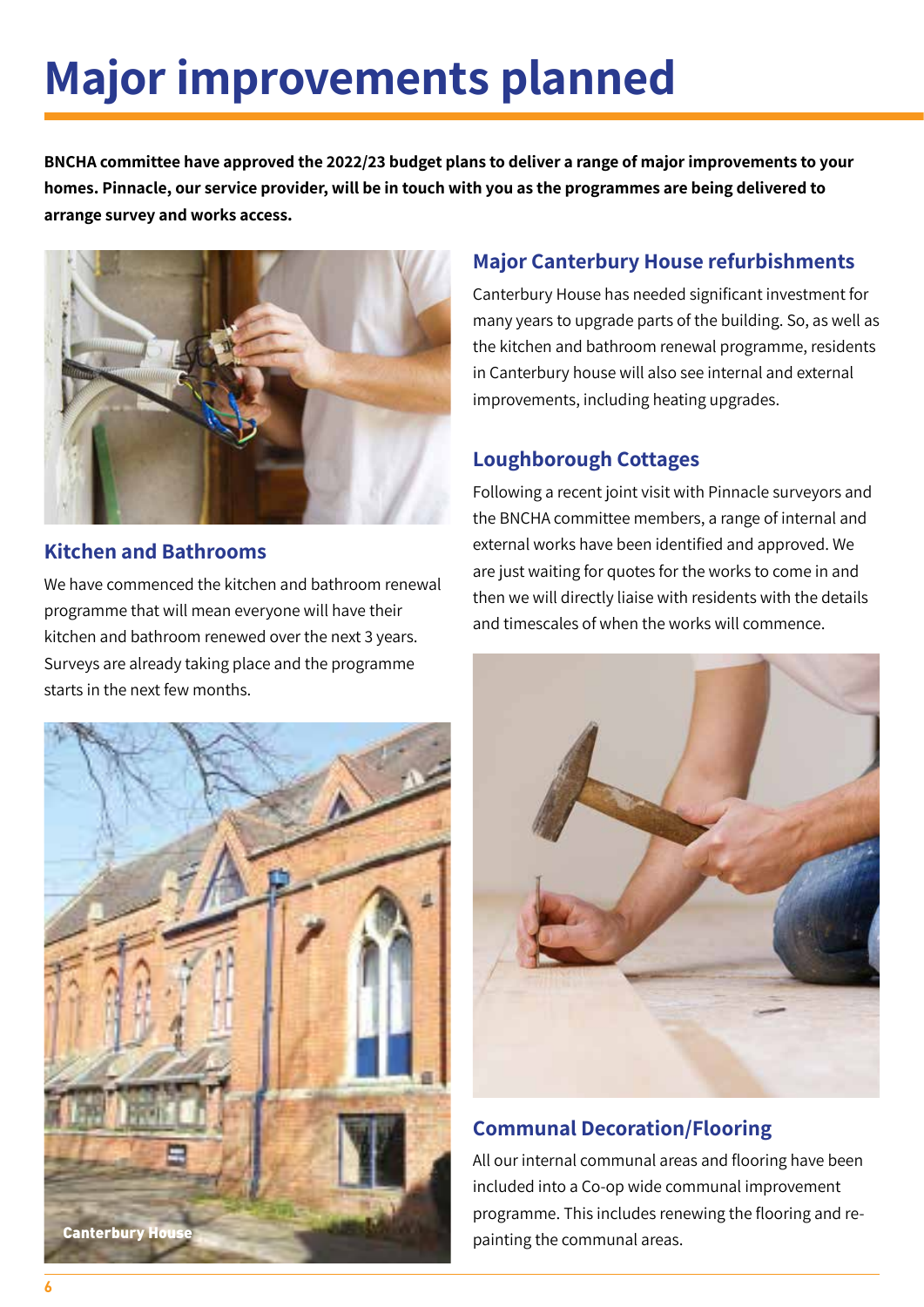# Major improvements planned

**BNCHA committee have approved the 2022/23 budget plans to deliver a range of major improvements to your homes. Pinnacle, our service provider, will be in touch with you as the programmes are being delivered to arrange survey and works access.**

## Kitchen and Bathrooms

We have commenced the kitchen and bathroom renewal programme that will mean everyone will have their kitchen and bathroom renewed over the next 3 years. Surveys are already taking place and the programme starts in the next few months.

Canterbury House

## Major Canterbury House refurbishments

Canterbury House has needed significant investment for many years to upgrade parts of the building. So, as well as the kitchen and bathroom renewal programme, residents in Canterbury house will also see internal and external improvements, including heating upgrades.

## Loughborough Cottages

Following a recent joint visit with Pinnacle surveyors and the BNCHA committee members, a range of internal and external works have been identified and approved. We are just waiting for quotes for the works to come in and then we will directly liaise with residents with the details and timescales of when the works will commence.

## Communal Decoration/Flooring

All our internal communal areas and flooring have been included into a Co-op wide communal improvement programme. This includes renewing the flooring and re-painting the communal areas.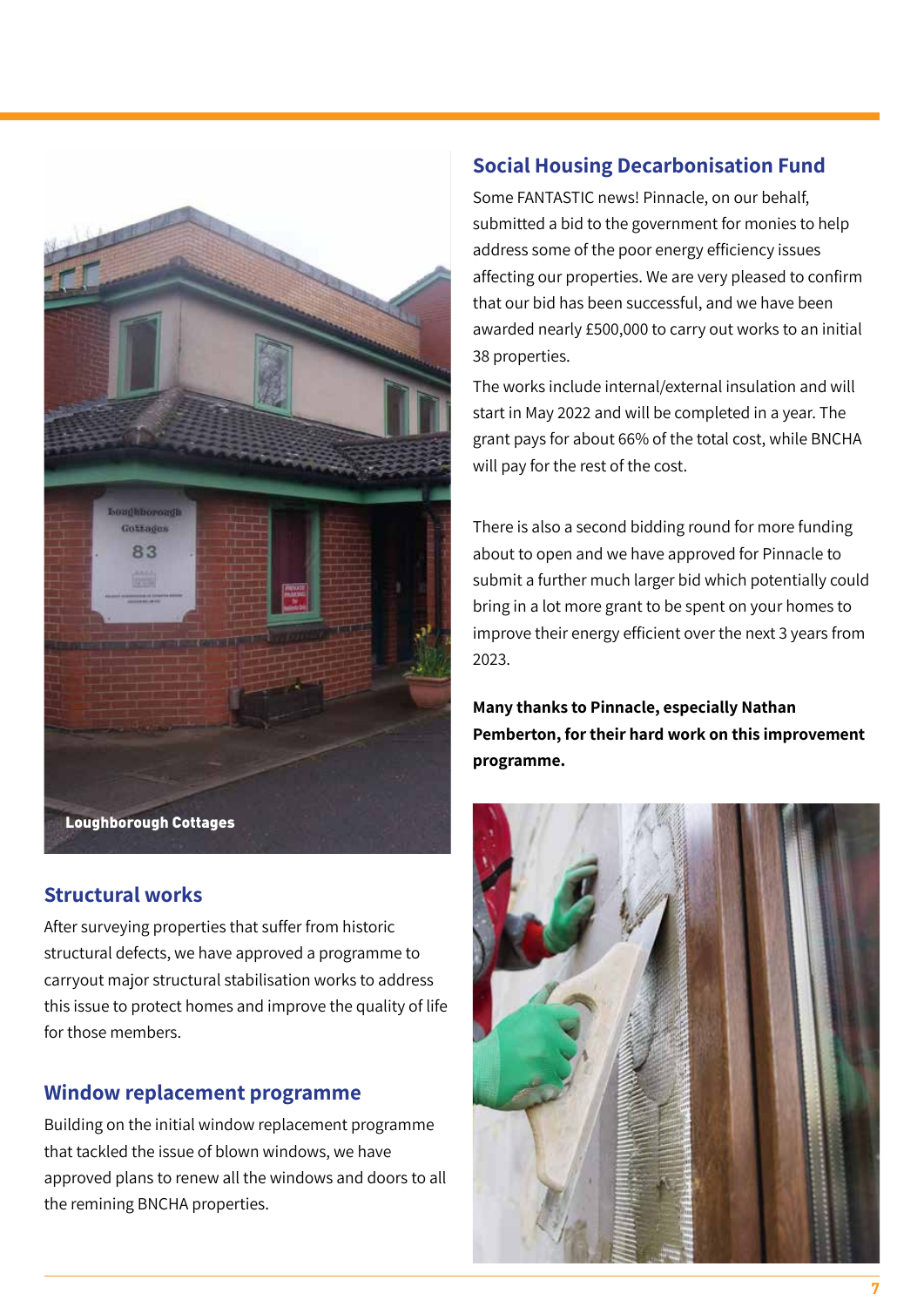Loughborough Cottages

## Structural works

After surveying properties that suffer from historic structural defects, we have approved a programme to carryout major structural stabilisation works to address this issue to protect homes and improve the quality of life for those members.

## Window replacement programme

Building on the initial window replacement programme that tackled the issue of blown windows, we have approved plans to renew all the windows and doors to all the remining BNCHA properties.

## Social Housing Decarbonisation Fund

Some FANTASTIC news! Pinnacle, on our behalf, submitted a bid to the government for monies to help address some of the poor energy efficiency issues affecting our properties. We are very pleased to confirm that our bid has been successful, and we have been awarded nearly £500,000 to carry out works to an initial 38 properties.

The works include internal/external insulation and will start in May 2022 and will be completed in a year. The grant pays for about 66% of the total cost, while BNCHA will pay for the rest of the cost.

There is also a second bidding round for more funding about to open and we have approved for Pinnacle to submit a further much larger bid which potentially could bring in a lot more grant to be spent on your homes to improve their energy efficient over the next 3 years from 2023.

**Many thanks to Pinnacle, especially Nathan Pemberton, for their hard work on this improvement programme.**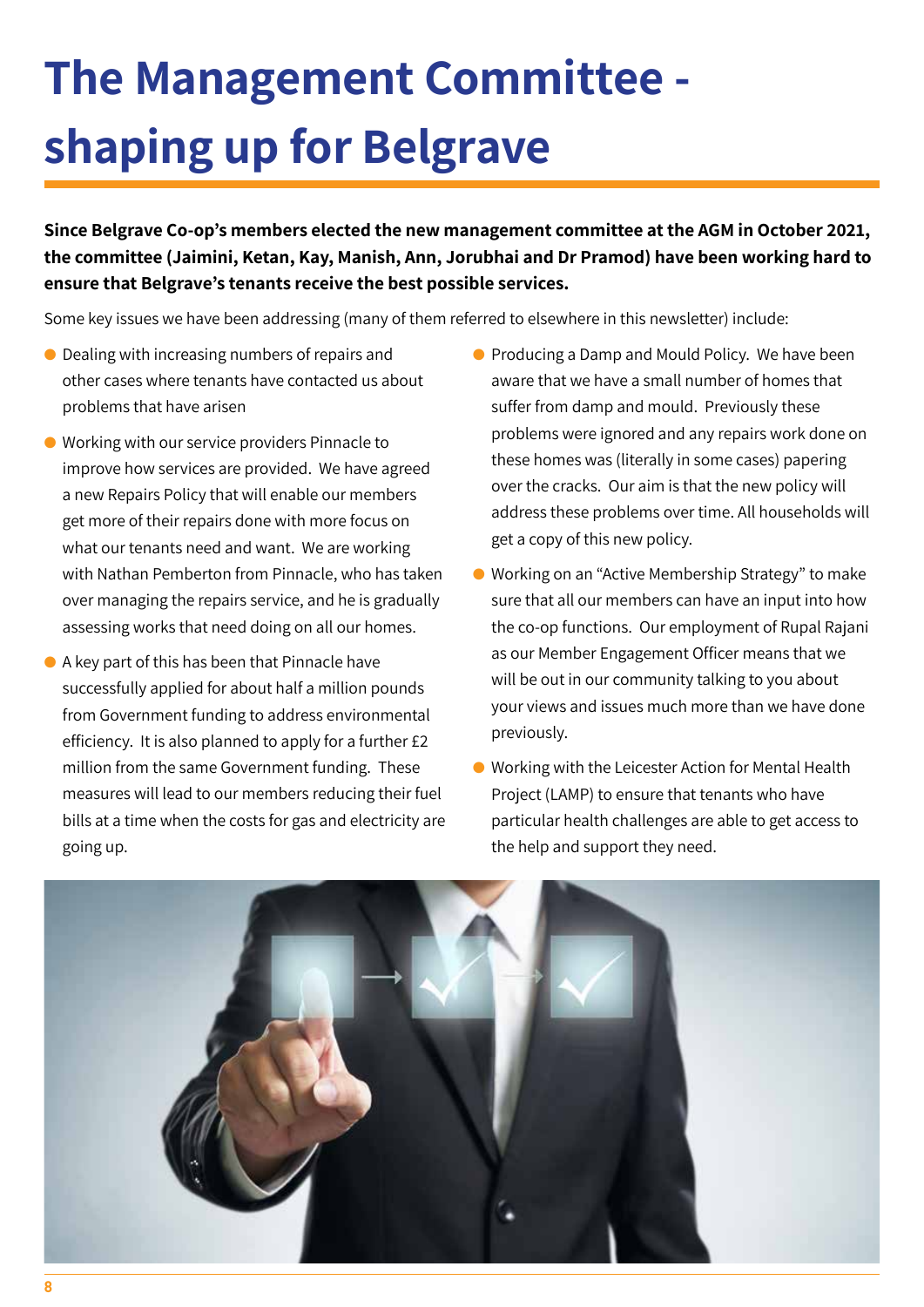# The Management Committee - shaping up for Belgrave

**Since Belgrave Co-op's members elected the new management committee at the AGM in October 2021, the committee (Jaimini, Ketan, Kay, Manish, Ann, Jorubhai and Dr Pramod) have been working hard to ensure that Belgrave's tenants receive the best possible services.**

Some key issues we have been addressing (many of them referred to elsewhere in this newsletter) include:

- Dealing with increasing numbers of repairs and other cases where tenants have contacted us about problems that have arisen
- Working with our service providers Pinnacle to improve how services are provided. We have agreed a new Repairs Policy that will enable our members get more of their repairs done with more focus on what our tenants need and want. We are working with Nathan Pemberton from Pinnacle, who has taken over managing the repairs service, and he is gradually assessing works that need doing on all our homes.
- A key part of this has been that Pinnacle have successfully applied for about half a million pounds from Government funding to address environmental efficiency. It is also planned to apply for a further £2 million from the same Government funding. These measures will lead to our members reducing their fuel bills at a time when the costs for gas and electricity are going up.
- Producing a Damp and Mould Policy. We have been aware that we have a small number of homes that suffer from damp and mould. Previously these problems were ignored and any repairs work done on these homes was (literally in some cases) papering over the cracks. Our aim is that the new policy will address these problems over time. All households will get a copy of this new policy.
- Working on an "Active Membership Strategy" to make sure that all our members can have an input into how the co-op functions. Our employment of Rupal Rajani as our Member Engagement Officer means that we will be out in our community talking to you about your views and issues much more than we have done previously.
- Working with the Leicester Action for Mental Health Project (LAMP) to ensure that tenants who have particular health challenges are able to get access to the help and support they need.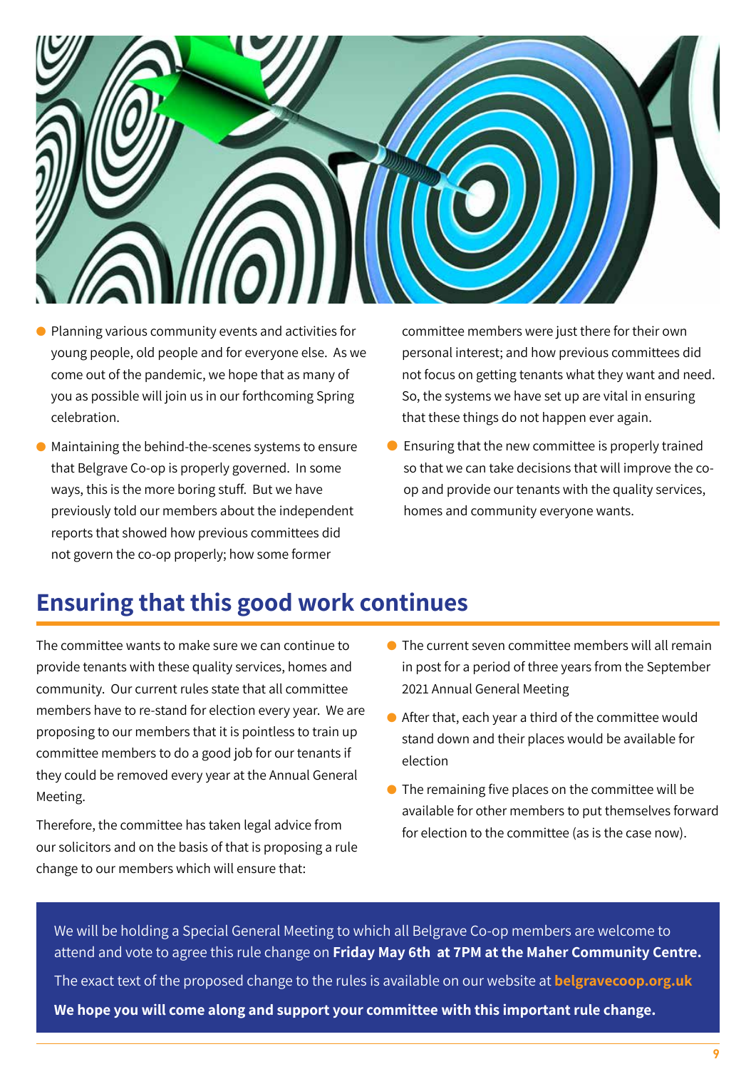- Planning various community events and activities for young people, old people and for everyone else. As we come out of the pandemic, we hope that as many of you as possible will join us in our forthcoming Spring celebration.
- Maintaining the behind-the-scenes systems to ensure that Belgrave Co-op is properly governed. In some ways, this is the more boring stuff. But we have previously told our members about the independent reports that showed how previous committees did not govern the co-op properly; how some former committee members were just there for their own personal interest; and how previous committees did not focus on getting tenants what they want and need. So, the systems we have set up are vital in ensuring that these things do not happen ever again.
- Ensuring that the new committee is properly trained so that we can take decisions that will improve the co-op and provide our tenants with the quality services, homes and community everyone wants.

## Ensuring that this good work continues

The committee wants to make sure we can continue to provide tenants with these quality services, homes and community. Our current rules state that all committee members have to re-stand for election every year. We are proposing to our members that it is pointless to train up committee members to do a good job for our tenants if they could be removed every year at the Annual General Meeting.

Therefore, the committee has taken legal advice from our solicitors and on the basis of that is proposing a rule change to our members which will ensure that:

- The current seven committee members will all remain in post for a period of three years from the September 2021 Annual General Meeting
- After that, each year a third of the committee would stand down and their places would be available for election
- The remaining five places on the committee will be available for other members to put themselves forward for election to the committee (as is the case now).

We will be holding a Special General Meeting to which all Belgrave Co-op members are welcome to attend and vote to agree this rule change on **Friday May 6th at 7PM at the Maher Community Centre.**

The exact text of the proposed change to the rules is available on our website at **belgravecoop.org.uk**

**We hope you will come along and support your committee with this important rule change.**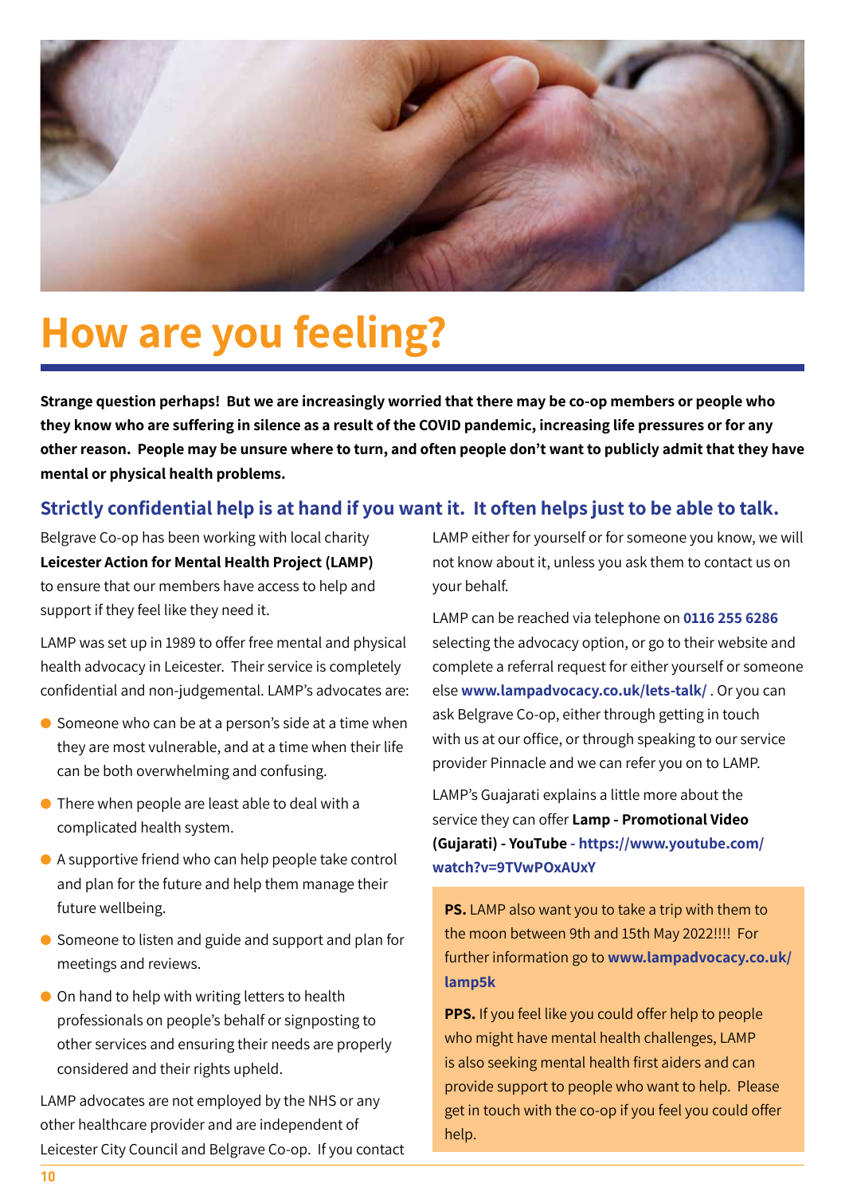# How are you feeling?

**Strange question perhaps! But we are increasingly worried that there may be co-op members or people who they know who are suffering in silence as a result of the COVID pandemic, increasing life pressures or for any other reason. People may be unsure where to turn, and often people don't want to publicly admit that they have mental or physical health problems.**

## Strictly confidential help is at hand if you want it. It often helps just to be able to talk.

Belgrave Co-op has been working with local charity **Leicester Action for Mental Health Project (LAMP)** to ensure that our members have access to help and support if they feel like they need it.

LAMP was set up in 1989 to offer free mental and physical health advocacy in Leicester. Their service is completely confidential and non-judgemental. LAMP's advocates are:

- Someone who can be at a person's side at a time when they are most vulnerable, and at a time when their life can be both overwhelming and confusing.
- There when people are least able to deal with a complicated health system.
- A supportive friend who can help people take control and plan for the future and help them manage their future wellbeing.
- Someone to listen and guide and support and plan for meetings and reviews.
- On hand to help with writing letters to health professionals on people's behalf or signposting to other services and ensuring their needs are properly considered and their rights upheld.

LAMP advocates are not employed by the NHS or any other healthcare provider and are independent of Leicester City Council and Belgrave Co-op. If you contact LAMP either for yourself or for someone you know, we will not know about it, unless you ask them to contact us on your behalf.

LAMP can be reached via telephone on **0116 255 6286** selecting the advocacy option, or go to their website and complete a referral request for either yourself or someone else **www.lampadvocacy.co.uk/lets-talk/** . Or you can ask Belgrave Co-op, either through getting in touch with us at our office, or through speaking to our service provider Pinnacle and we can refer you on to LAMP.

LAMP's Guajarati explains a little more about the service they can offer **Lamp - Promotional Video (Gujarati) - YouTube - https://www.youtube.com/watch?v=9TVwPOxAUxY**

**PS.** LAMP also want you to take a trip with them to the moon between 9th and 15th May 2022!!!! For further information go to **www.lampadvocacy.co.uk/lamp5k**

**PPS.** If you feel like you could offer help to people who might have mental health challenges, LAMP is also seeking mental health first aiders and can provide support to people who want to help. Please get in touch with the co-op if you feel you could offer help.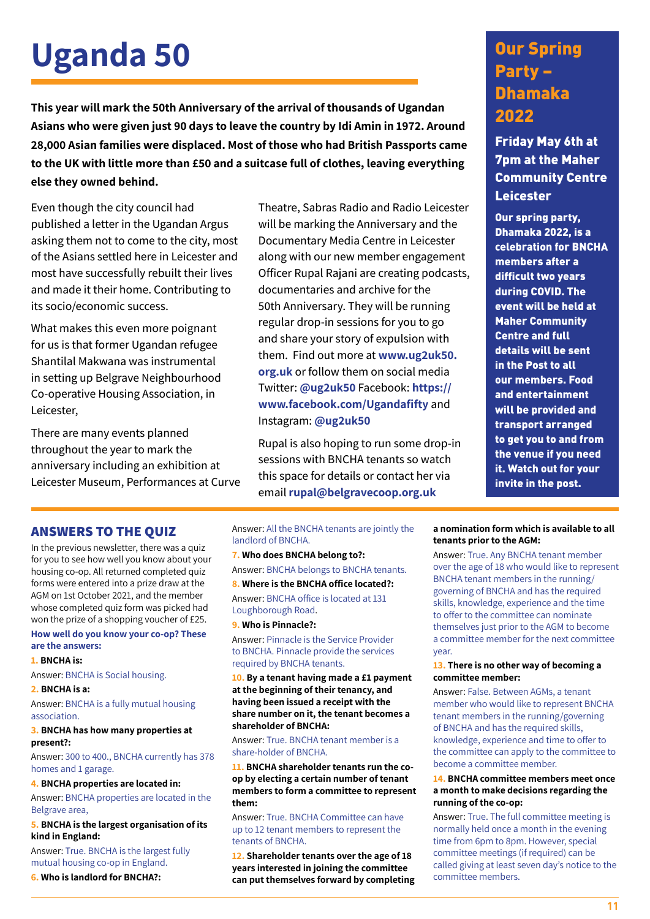# Uganda 50

**This year will mark the 50th Anniversary of the arrival of thousands of Ugandan Asians who were given just 90 days to leave the country by Idi Amin in 1972. Around 28,000 Asian families were displaced. Most of those who had British Passports came to the UK with little more than £50 and a suitcase full of clothes, leaving everything else they owned behind.**

Even though the city council had published a letter in the Ugandan Argus asking them not to come to the city, most of the Asians settled here in Leicester and most have successfully rebuilt their lives and made it their home. Contributing to its socio/economic success.

What makes this even more poignant for us is that former Ugandan refugee Shantilal Makwana was instrumental in setting up Belgrave Neighbourhood Co-operative Housing Association, in Leicester,

There are many events planned throughout the year to mark the anniversary including an exhibition at Leicester Museum, Performances at Curve Theatre, Sabras Radio and Radio Leicester will be marking the Anniversary and the Documentary Media Centre in Leicester along with our new member engagement Officer Rupal Rajani are creating podcasts, documentaries and archive for the 50th Anniversary. They will be running regular drop-in sessions for you to go and share your story of expulsion with them. Find out more at **www.ug2uk50.org.uk** or follow them on social media Twitter: **@ug2uk50** Facebook: **https://www.facebook.com/Ugandafifty** and Instagram: **@ug2uk50**

Rupal is also hoping to run some drop-in sessions with BNCHA tenants so watch this space for details or contact her via email **rupal@belgravecoop.org.uk**

## Our Spring Party – Dhamaka 2022

**Friday May 6th at 7pm at the Maher Community Centre Leicester**

**Our spring party, Dhamaka 2022, is a celebration for BNCHA members after a difficult two years during COVID. The event will be held at Maher Community Centre and full details will be sent in the Post to all our members. Food and entertainment will be provided and transport arranged to get you to and from the venue if you need it. Watch out for your invite in the post.**

## ANSWERS TO THE QUIZ

In the previous newsletter, there was a quiz for you to see how well you know about your housing co-op. All returned completed quiz forms were entered into a prize draw at the AGM on 1st October 2021, and the member whose completed quiz form was picked had won the prize of a shopping voucher of £25.

**How well do you know your co-op? These are the answers:**

**1. BNCHA is:**

Answer: BNCHA is Social housing.

**2. BNCHA is a:**

Answer: BNCHA is a fully mutual housing association.

**3. BNCHA has how many properties at present?:**

Answer: 300 to 400., BNCHA currently has 378 homes and 1 garage.

**4. BNCHA properties are located in:**

Answer: BNCHA properties are located in the Belgrave area,

**5. BNCHA is the largest organisation of its kind in England:**

Answer: True. BNCHA is the largest fully mutual housing co-op in England.

**6. Who is landlord for BNCHA?:**

Answer: All the BNCHA tenants are jointly the landlord of BNCHA.

**7. Who does BNCHA belong to?:**

Answer: BNCHA belongs to BNCHA tenants.

**8. Where is the BNCHA office located?:**

Answer: BNCHA office is located at 131 Loughborough Road.

**9. Who is Pinnacle?:**

Answer: Pinnacle is the Service Provider to BNCHA. Pinnacle provide the services required by BNCHA tenants.

**10. By a tenant having made a £1 payment at the beginning of their tenancy, and having been issued a receipt with the share number on it, the tenant becomes a shareholder of BNCHA:**

Answer: True. BNCHA tenant member is a share-holder of BNCHA.

**11. BNCHA shareholder tenants run the co-op by electing a certain number of tenant members to form a committee to represent them:**

Answer: True. BNCHA Committee can have up to 12 tenant members to represent the tenants of BNCHA.

**12. Shareholder tenants over the age of 18 years interested in joining the committee can put themselves forward by completing a nomination form which is available to all tenants prior to the AGM:**

Answer: True. Any BNCHA tenant member over the age of 18 who would like to represent BNCHA tenant members in the running/governing of BNCHA and has the required skills, knowledge, experience and the time to offer to the committee can nominate themselves just prior to the AGM to become a committee member for the next committee year.

**13. There is no other way of becoming a committee member:**

Answer: False. Between AGMs, a tenant member who would like to represent BNCHA tenant members in the running/governing of BNCHA and has the required skills, knowledge, experience and time to offer to the committee can apply to the committee to become a committee member.

**14. BNCHA committee members meet once a month to make decisions regarding the running of the co-op:**

Answer: True. The full committee meeting is normally held once a month in the evening time from 6pm to 8pm. However, special committee meetings (if required) can be called giving at least seven day's notice to the committee members.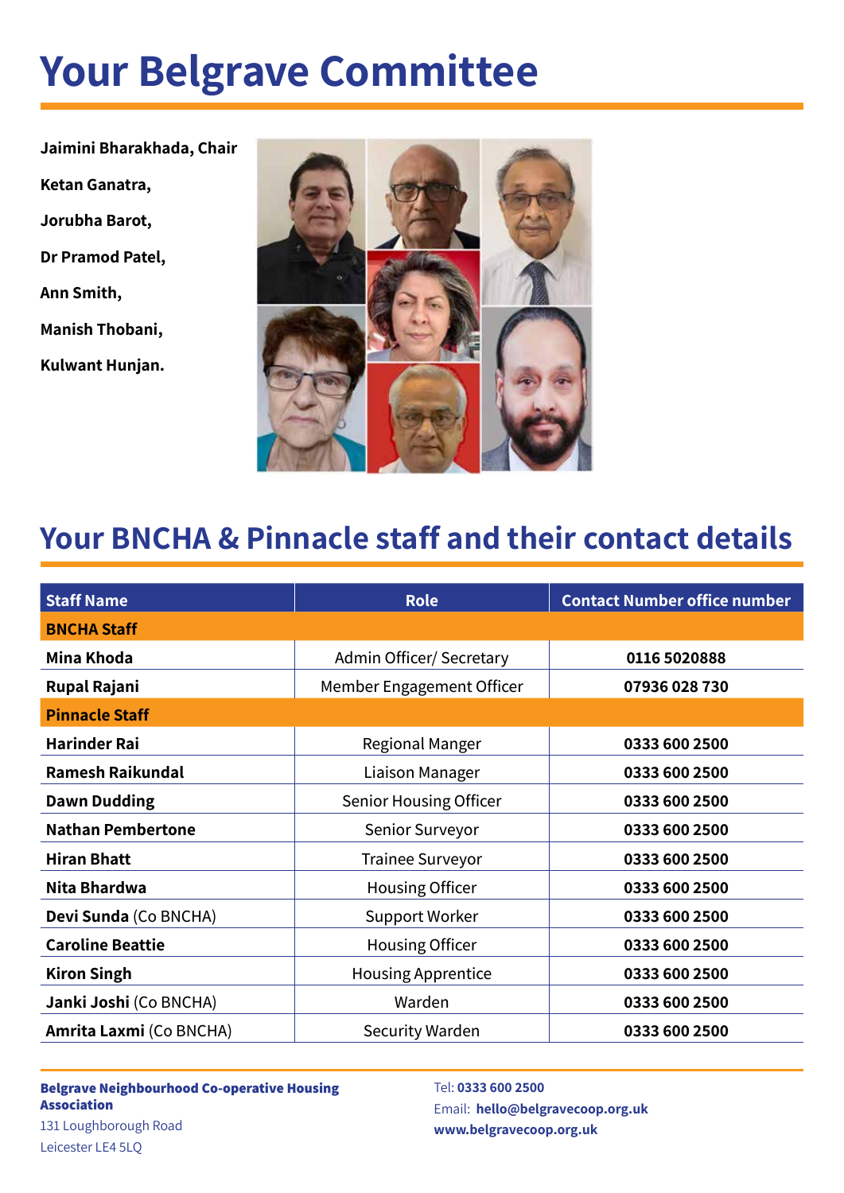# Your Belgrave Committee

**Jaimini Bharakhada, Chair**

**Ketan Ganatra,**

**Jorubha Barot,**

**Dr Pramod Patel,**

**Ann Smith,**

**Manish Thobani,**

**Kulwant Hunjan.**

## Your BNCHA & Pinnacle staff and their contact details

| Staff Name | Role | Contact Number office number |
|---|---|---|
| **BNCHA Staff** | | |
| **Mina Khoda** | Admin Officer/ Secretary | **0116 5020888** |
| **Rupal Rajani** | Member Engagement Officer | **07936 028 730** |
| **Pinnacle Staff** | | |
| **Harinder Rai** | Regional Manger | **0333 600 2500** |
| **Ramesh Raikundal** | Liaison Manager | **0333 600 2500** |
| **Dawn Dudding** | Senior Housing Officer | **0333 600 2500** |
| **Nathan Pembertone** | Senior Surveyor | **0333 600 2500** |
| **Hiran Bhatt** | Trainee Surveyor | **0333 600 2500** |
| **Nita Bhardwa** | Housing Officer | **0333 600 2500** |
| **Devi Sunda** (Co BNCHA) | Support Worker | **0333 600 2500** |
| **Caroline Beattie** | Housing Officer | **0333 600 2500** |
| **Kiron Singh** | Housing Apprentice | **0333 600 2500** |
| **Janki Joshi** (Co BNCHA) | Warden | **0333 600 2500** |
| **Amrita Laxmi** (Co BNCHA) | Security Warden | **0333 600 2500** |

**Belgrave Neighbourhood Co-operative Housing Association**
131 Loughborough Road
Leicester LE4 5LQ

Tel: **0333 600 2500**
Email: **hello@belgravecoop.org.uk**
**www.belgravecoop.org.uk**